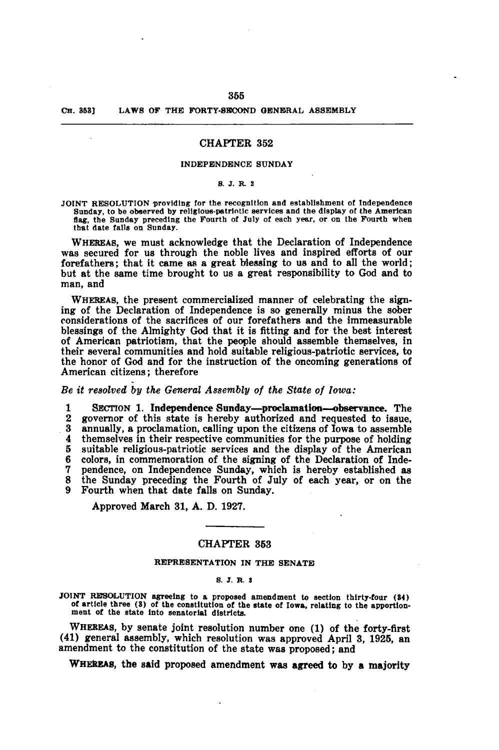## CHAPTER 352

### INDEPENDENCE SUNDAY

S. J. R. 2

JOINT RESOLUTION providing for the recognition and establishment of Independence Sunday, to be observed by religious-patriotic services and the display of the American flag, the Sunday preceding the Fourth of July of each year, or on the Fourth when that date falls on Sunday.

WHEREAS, we must acknowledge that the Declaration of Independence was secured for us through the noble lives and inspired efforts of our forefathers; that it came as a great blessing to us and to all the world; but at the same time brought to us a great responsibility to God and to man, and

WHEREAS, the present commercialized manner of celebrating the signing of the Declaration of Independence is so generally minus the sober considerations of the sacrifices of our forefathers and the immeasurable blessings of the Almighty God that it is fitting and for the best interest of American patriotism, that the people should assemble themselves, in their several communities and hold suitable religious-patriotic services, to the honor of God and for the instruction of the oncoming generations of American citizens; therefore

*Be it resolved by the General Assembly of the State of Iowa:*

1 SECTION 1. **Independence Sunday—proclamation—observance.** The
2 governor of this state is hereby authorized and requested to issue,
3 annually, a proclamation, calling upon the citizens of Iowa to assemble
4 themselves in their respective communities for the purpose of holding
5 suitable religious-patriotic services and the display of the American
6 colors, in commemoration of the signing of the Declaration of Inde-
7 pendence, on Independence Sunday, which is hereby established as
8 the Sunday preceding the Fourth of July of each year, or on the
9 Fourth when that date falls on Sunday.

Approved March 31, A. D. 1927.

## CHAPTER 353

### REPRESENTATION IN THE SENATE

S. J. R. 3

JOINT RESOLUTION agreeing to a proposed amendment to section thirty-four (34) of article three (3) of the constitution of the state of Iowa, relating to the apportionment of the state into senatorial districts.

WHEREAS, by senate joint resolution number one (1) of the forty-first (41) general assembly, which resolution was approved April 3, 1925, an amendment to the constitution of the state was proposed; and

WHEREAS, the said proposed amendment was agreed to by a majority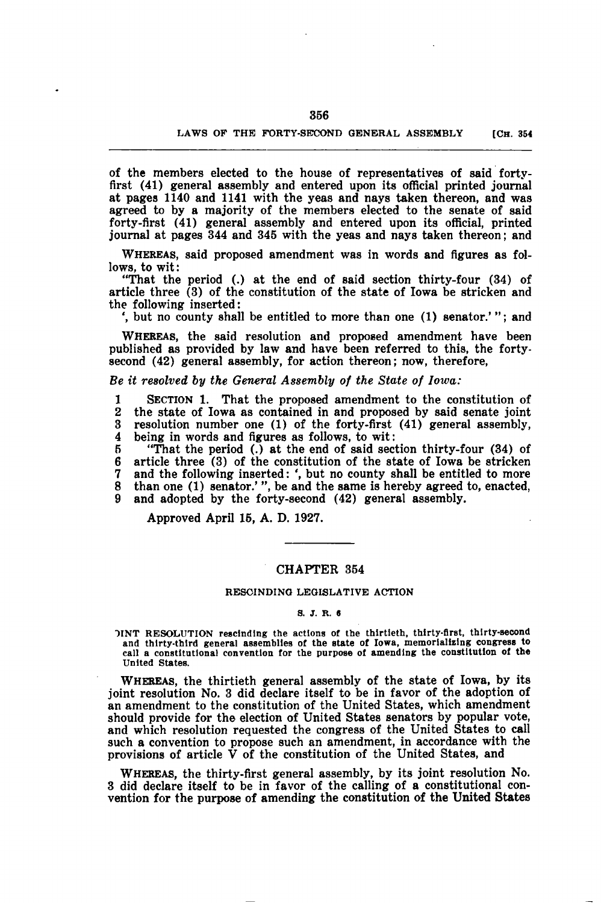of the members elected to the house of representatives of said forty-first (41) general assembly and entered upon its official printed journal at pages 1140 and 1141 with the yeas and nays taken thereon, and was agreed to by a majority of the members elected to the senate of said forty-first (41) general assembly and entered upon its official, printed journal at pages 344 and 345 with the yeas and nays taken thereon; and

WHEREAS, said proposed amendment was in words and figures as follows, to wit:

"That the period (.) at the end of said section thirty-four (34) of article three (3) of the constitution of the state of Iowa be stricken and the following inserted:

', but no county shall be entitled to more than one (1) senator.' "; and

WHEREAS, the said resolution and proposed amendment have been published as provided by law and have been referred to this, the forty-second (42) general assembly, for action thereon; now, therefore,

*Be it resolved by the General Assembly of the State of Iowa:*

1 SECTION 1. That the proposed amendment to the constitution of
2 the state of Iowa as contained in and proposed by said senate joint
3 resolution number one (1) of the forty-first (41) general assembly,
4 being in words and figures as follows, to wit:
5 "That the period (.) at the end of said section thirty-four (34) of
6 article three (3) of the constitution of the state of Iowa be stricken
7 and the following inserted: ', but no county shall be entitled to more
8 than one (1) senator.' ", be and the same is hereby agreed to, enacted,
9 and adopted by the forty-second (42) general assembly.

Approved April 15, A. D. 1927.

## CHAPTER 354

### RESCINDING LEGISLATIVE ACTION

S. J. R. 6

JOINT RESOLUTION rescinding the actions of the thirtieth, thirty-first, thirty-second and thirty-third general assemblies of the state of Iowa, memorializing congress to call a constitutional convention for the purpose of amending the constitution of the United States.

WHEREAS, the thirtieth general assembly of the state of Iowa, by its joint resolution No. 3 did declare itself to be in favor of the adoption of an amendment to the constitution of the United States, which amendment should provide for the election of United States senators by popular vote, and which resolution requested the congress of the United States to call such a convention to propose such an amendment, in accordance with the provisions of article V of the constitution of the United States, and

WHEREAS, the thirty-first general assembly, by its joint resolution No. 3 did declare itself to be in favor of the calling of a constitutional convention for the purpose of amending the constitution of the United States